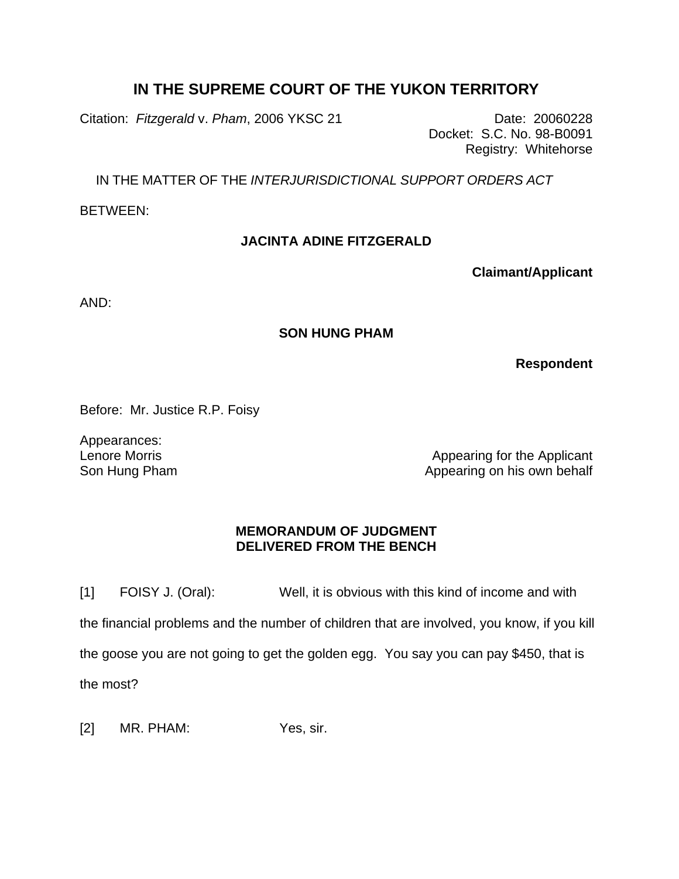# IN THE SUPREME COURT OF THE YUKON TERRITORY

Citation: *Fitzgerald* v. *Pham*, 2006 YKSC 21

Date: 20060228
Docket: S.C. No. 98-B0091
Registry: Whitehorse

IN THE MATTER OF THE *INTERJURISDICTIONAL SUPPORT ORDERS ACT*

BETWEEN:

**JACINTA ADINE FITZGERALD**

**Claimant/Applicant**

AND:

**SON HUNG PHAM**

**Respondent**

Before: Mr. Justice R.P. Foisy

Appearances:
Lenore Morris — Appearing for the Applicant
Son Hung Pham — Appearing on his own behalf

**MEMORANDUM OF JUDGMENT
DELIVERED FROM THE BENCH**

[1] FOISY J. (Oral): Well, it is obvious with this kind of income and with the financial problems and the number of children that are involved, you know, if you kill the goose you are not going to get the golden egg. You say you can pay $450, that is the most?

[2] MR. PHAM: Yes, sir.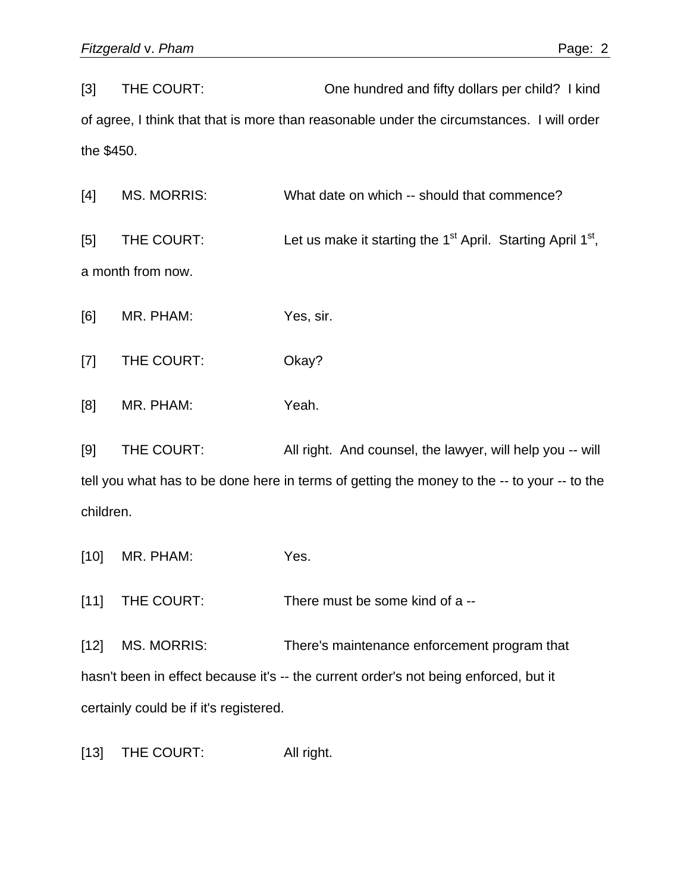[3] THE COURT: One hundred and fifty dollars per child? I kind of agree, I think that that is more than reasonable under the circumstances. I will order the $450.

[4] MS. MORRIS: What date on which -- should that commence?

[5] THE COURT: Let us make it starting the 1st April. Starting April 1st, a month from now.

[6] MR. PHAM: Yes, sir.

[7] THE COURT: Okay?

[8] MR. PHAM: Yeah.

[9] THE COURT: All right. And counsel, the lawyer, will help you -- will tell you what has to be done here in terms of getting the money to the -- to your -- to the children.

[10] MR. PHAM: Yes.

[11] THE COURT: There must be some kind of a --

[12] MS. MORRIS: There's maintenance enforcement program that hasn't been in effect because it's -- the current order's not being enforced, but it certainly could be if it's registered.

[13] THE COURT: All right.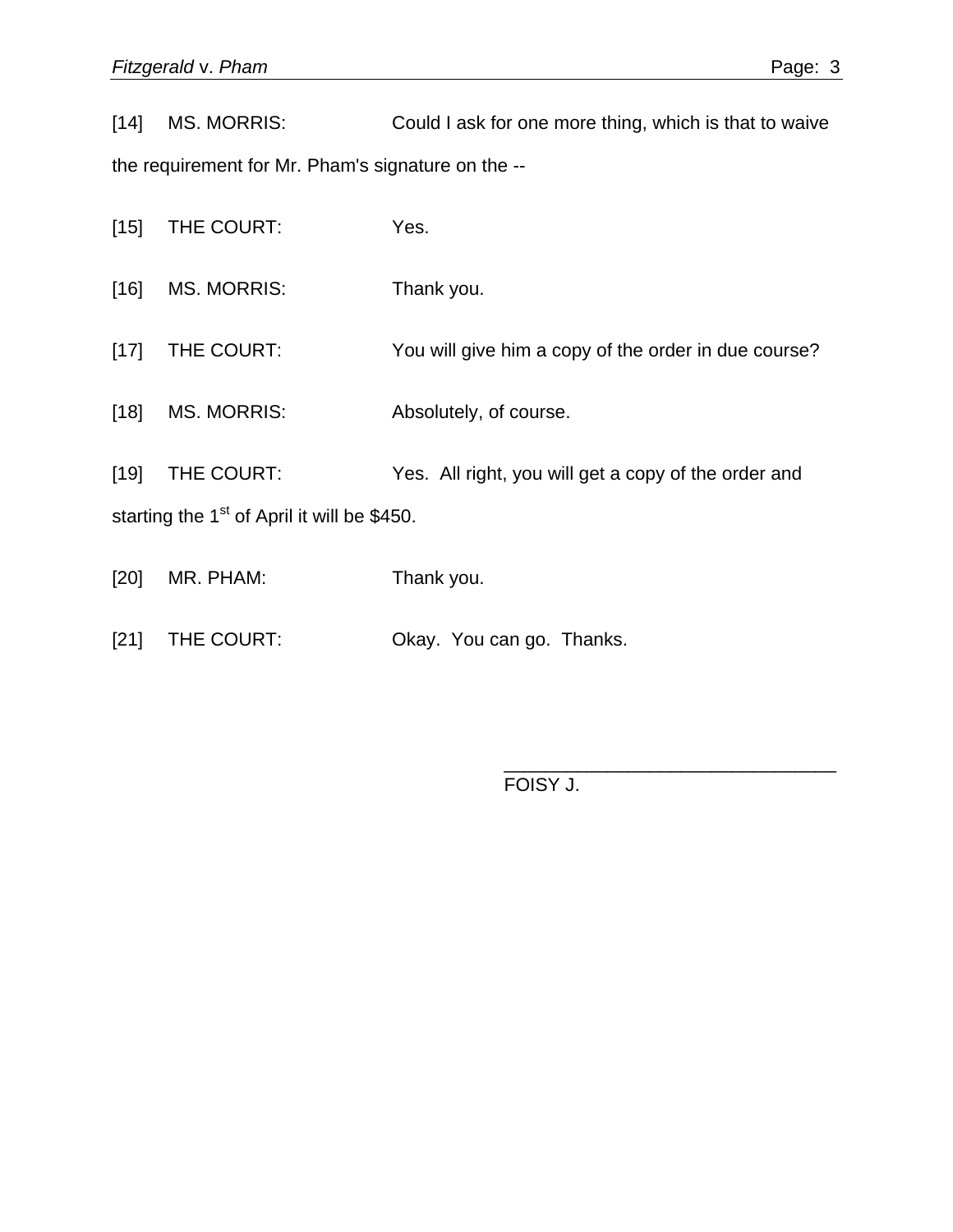[14] MS. MORRIS: Could I ask for one more thing, which is that to waive the requirement for Mr. Pham's signature on the --

[15] THE COURT: Yes.

[16] MS. MORRIS: Thank you.

[17] THE COURT: You will give him a copy of the order in due course?

[18] MS. MORRIS: Absolutely, of course.

[19] THE COURT: Yes. All right, you will get a copy of the order and starting the 1st of April it will be $450.

[20] MR. PHAM: Thank you.

[21] THE COURT: Okay. You can go. Thanks.

\_\_\_\_\_\_\_\_\_\_\_\_\_\_\_\_\_\_\_\_\_\_\_\_\_\_\_\_\_\_\_\_

FOISY J.